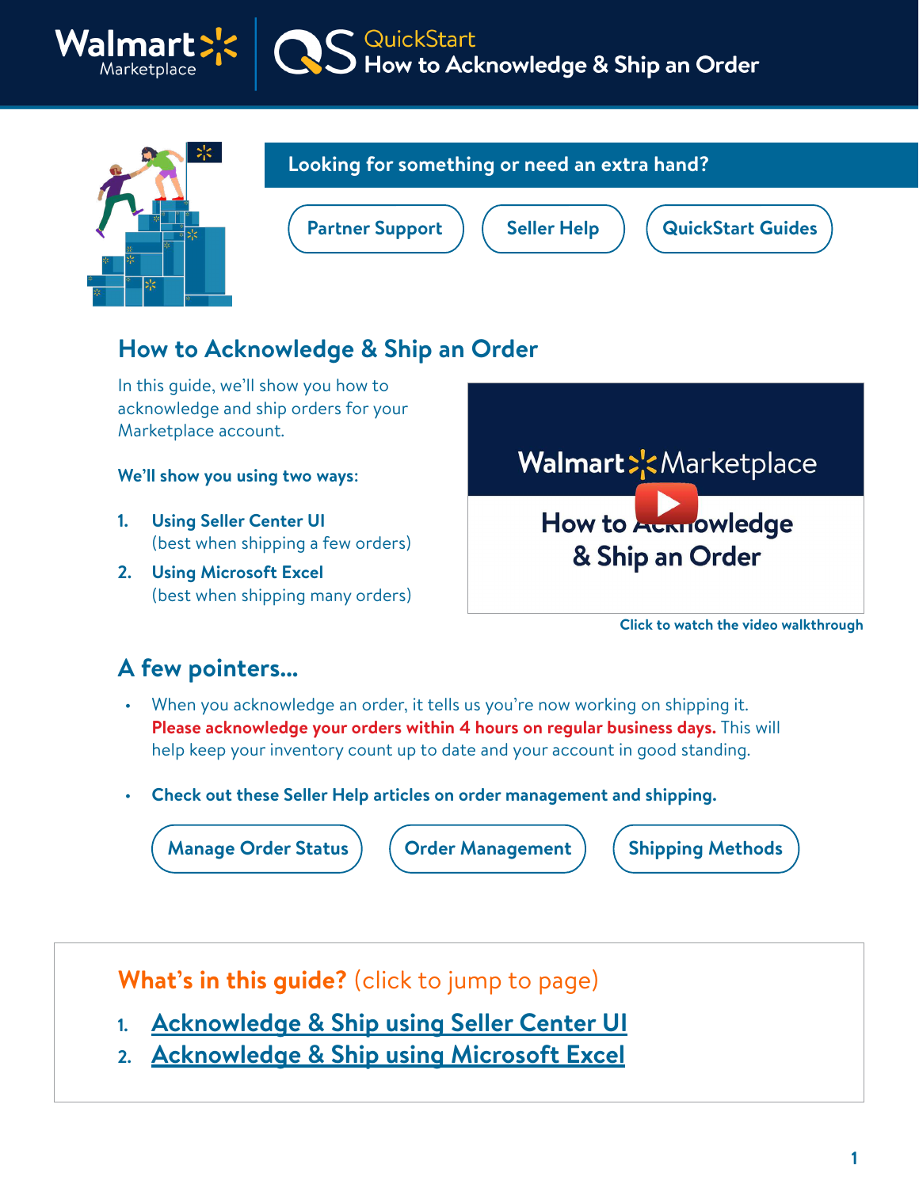# QuickStart: How to Acknowledge & Ship an Order

**Looking for something or need an extra hand?**

Partner Support | Seller Help | QuickStart Guides

## How to Acknowledge & Ship an Order

In this guide, we'll show you how to acknowledge and ship orders for your Marketplace account.

**We'll show you using two ways:**

1. **Using Seller Center UI**
   (best when shipping a few orders)
2. **Using Microsoft Excel**
   (best when shipping many orders)

Walmart Marketplace — How to Acknowledge & Ship an Order

**Click to watch the video walkthrough**

## A few pointers...

- When you acknowledge an order, it tells us you're now working on shipping it. **Please acknowledge your orders within 4 hours on regular business days.** This will help keep your inventory count up to date and your account in good standing.
- **Check out these Seller Help articles on order management and shipping.**

Manage Order Status | Order Management | Shipping Methods

## What's in this guide? (click to jump to page)

1. Acknowledge & Ship using Seller Center UI
2. Acknowledge & Ship using Microsoft Excel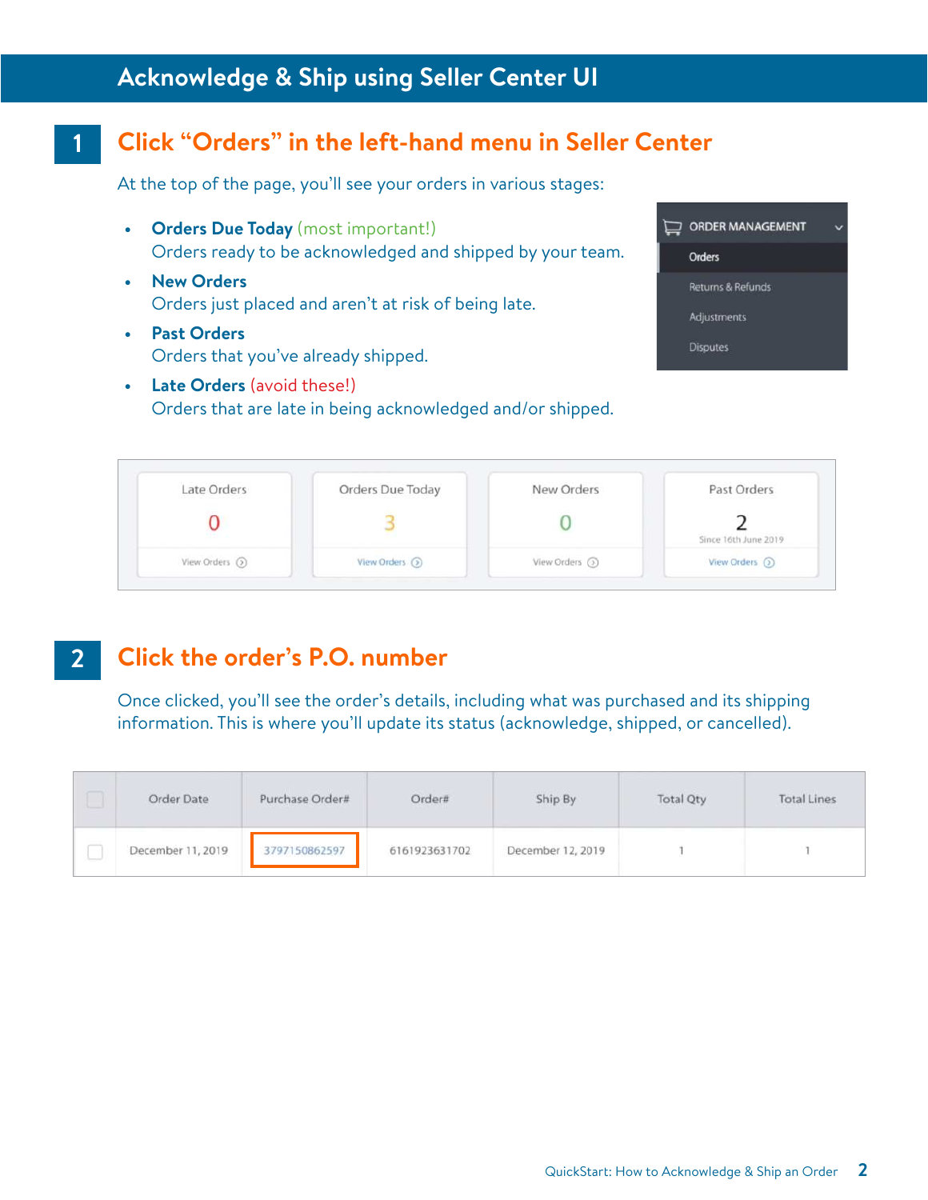# Acknowledge & Ship using Seller Center UI

## 1 Click "Orders" in the left-hand menu in Seller Center

At the top of the page, you'll see your orders in various stages:

- **Orders Due Today** (most important!)
  Orders ready to be acknowledged and shipped by your team.
- **New Orders**
  Orders just placed and aren't at risk of being late.
- **Past Orders**
  Orders that you've already shipped.
- **Late Orders** (avoid these!)
  Orders that are late in being acknowledged and/or shipped.

ORDER MANAGEMENT
- Orders
- Returns & Refunds
- Adjustments
- Disputes

| Late Orders | Orders Due Today | New Orders | Past Orders |
|---|---|---|---|
| 0 | 3 | 0 | 2 |
| | | | Since 16th June 2019 |
| View Orders | View Orders | View Orders | View Orders |

## 2 Click the order's P.O. number

Once clicked, you'll see the order's details, including what was purchased and its shipping information. This is where you'll update its status (acknowledge, shipped, or cancelled).

| | Order Date | Purchase Order# | Order# | Ship By | Total Qty | Total Lines |
|---|---|---|---|---|---|---|
| ☐ | December 11, 2019 | 3797150862597 | 6161923631702 | December 12, 2019 | 1 | 1 |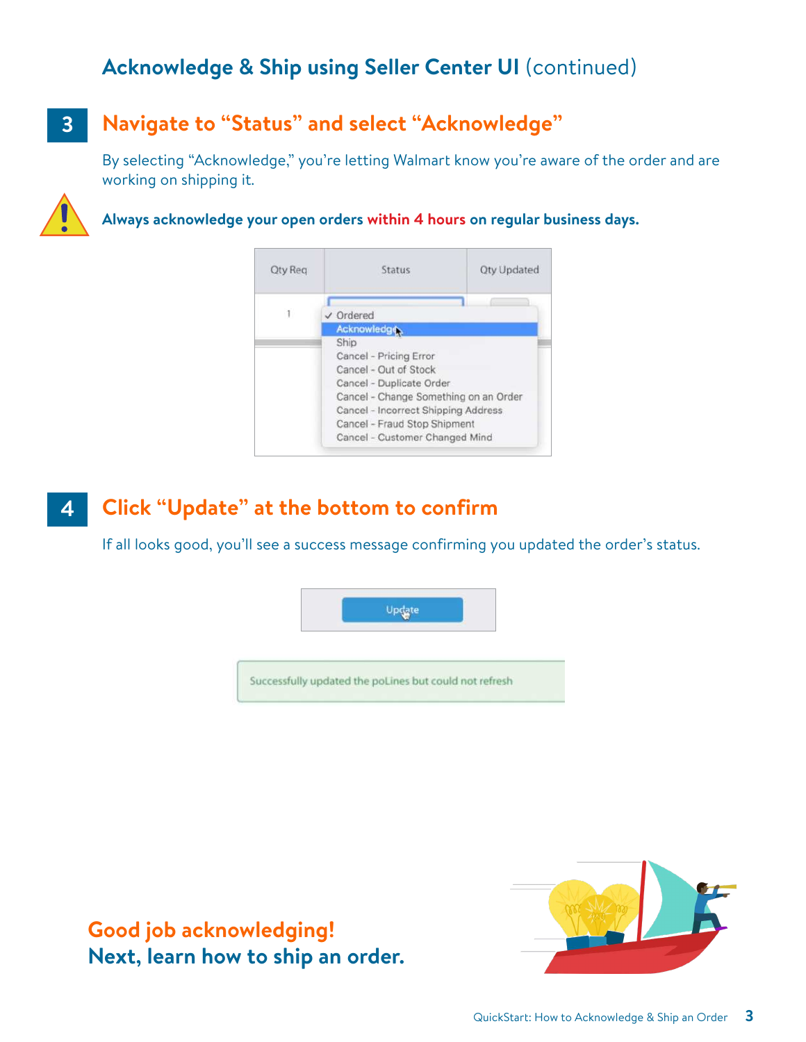## Acknowledge & Ship using Seller Center UI (continued)

### 3 Navigate to “Status” and select “Acknowledge”

By selecting “Acknowledge,” you’re letting Walmart know you’re aware of the order and are working on shipping it.

**Always acknowledge your open orders within 4 hours on regular business days.**

### 4 Click “Update” at the bottom to confirm

If all looks good, you’ll see a success message confirming you updated the order’s status.

**Good job acknowledging!**
**Next, learn how to ship an order.**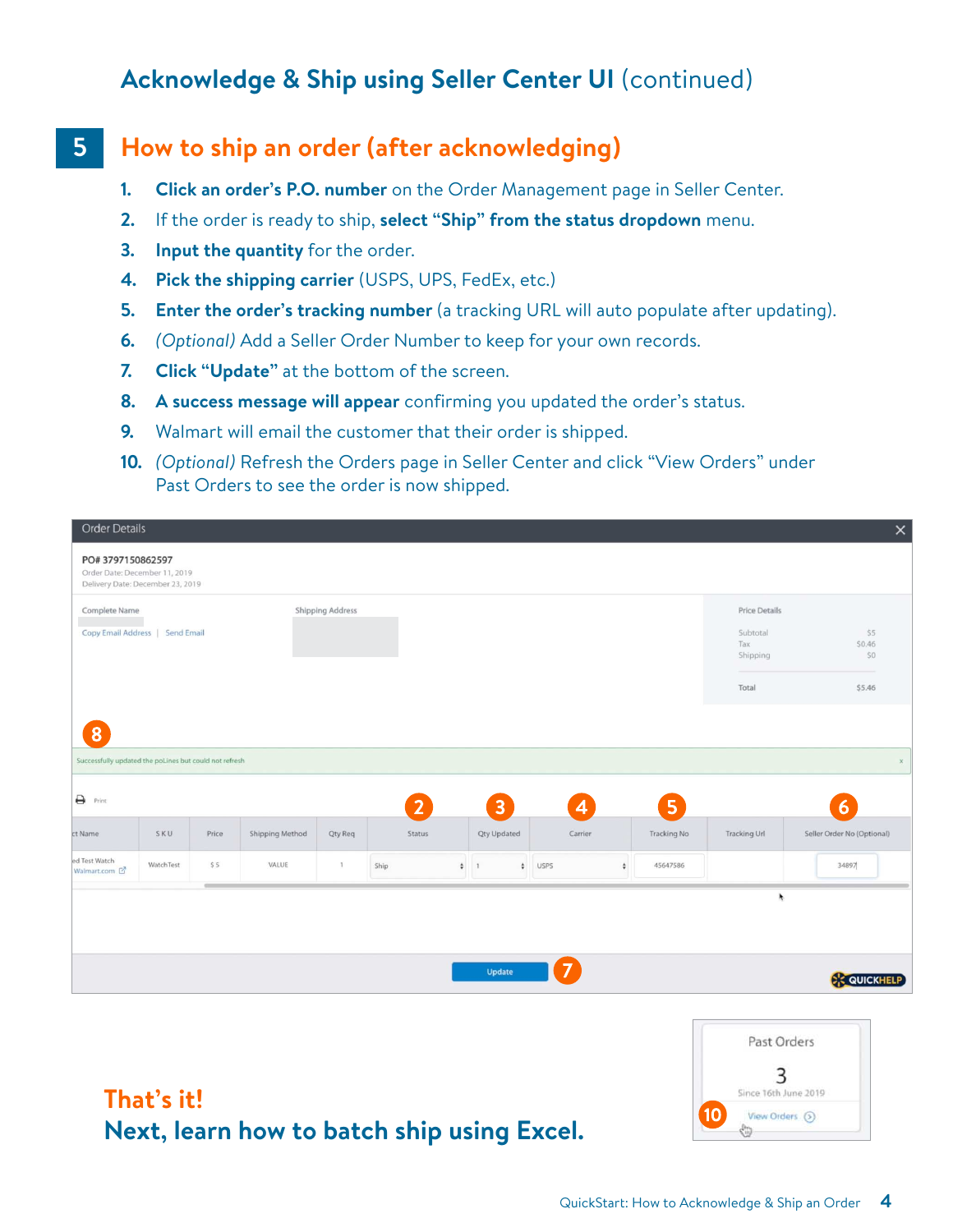# Acknowledge & Ship using Seller Center UI (continued)

## 5 How to ship an order (after acknowledging)

1. **Click an order's P.O. number** on the Order Management page in Seller Center.
2. If the order is ready to ship, **select "Ship" from the status dropdown** menu.
3. **Input the quantity** for the order.
4. **Pick the shipping carrier** (USPS, UPS, FedEx, etc.)
5. **Enter the order's tracking number** (a tracking URL will auto populate after updating).
6. *(Optional)* Add a Seller Order Number to keep for your own records.
7. **Click "Update"** at the bottom of the screen.
8. **A success message will appear** confirming you updated the order's status.
9. Walmart will email the customer that their order is shipped.
10. *(Optional)* Refresh the Orders page in Seller Center and click "View Orders" under Past Orders to see the order is now shipped.

**That's it!**

**Next, learn how to batch ship using Excel.**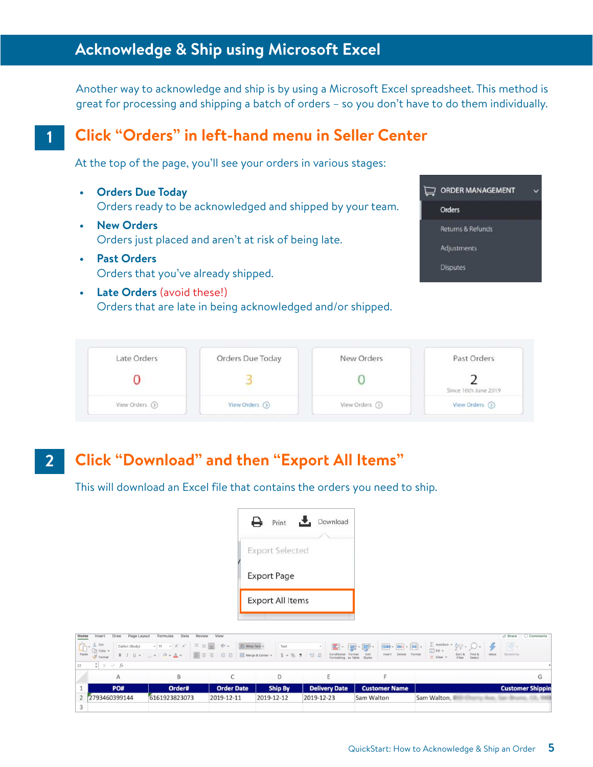# Acknowledge & Ship using Microsoft Excel

Another way to acknowledge and ship is by using a Microsoft Excel spreadsheet. This method is great for processing and shipping a batch of orders – so you don't have to do them individually.

## 1 Click "Orders" in left-hand menu in Seller Center

At the top of the page, you'll see your orders in various stages:

- **Orders Due Today**
  Orders ready to be acknowledged and shipped by your team.
- **New Orders**
  Orders just placed and aren't at risk of being late.
- **Past Orders**
  Orders that you've already shipped.
- **Late Orders** (avoid these!)
  Orders that are late in being acknowledged and/or shipped.

ORDER MANAGEMENT
- Orders
- Returns & Refunds
- Adjustments
- Disputes

| Late Orders | Orders Due Today | New Orders | Past Orders |
|---|---|---|---|
| 0 | 3 | 0 | 2<br>Since 16th June 2019 |
| View Orders | View Orders | View Orders | View Orders |

## 2 Click "Download" and then "Export All Items"

This will download an Excel file that contains the orders you need to ship.

Print | Download
- Export Selected
- Export Page
- Export All Items

| | A | B | C | D | E | F | G |
|---|---|---|---|---|---|---|---|
| 1 | PO# | Order# | Order Date | Ship By | Delivery Date | Customer Name | Customer Shippin |
| 2 | 2793460399144 | 6161923823073 | 2019-12-11 | 2019-12-12 | 2019-12-23 | Sam Walton | Sam Walton, |
| 3 | | | | | | | |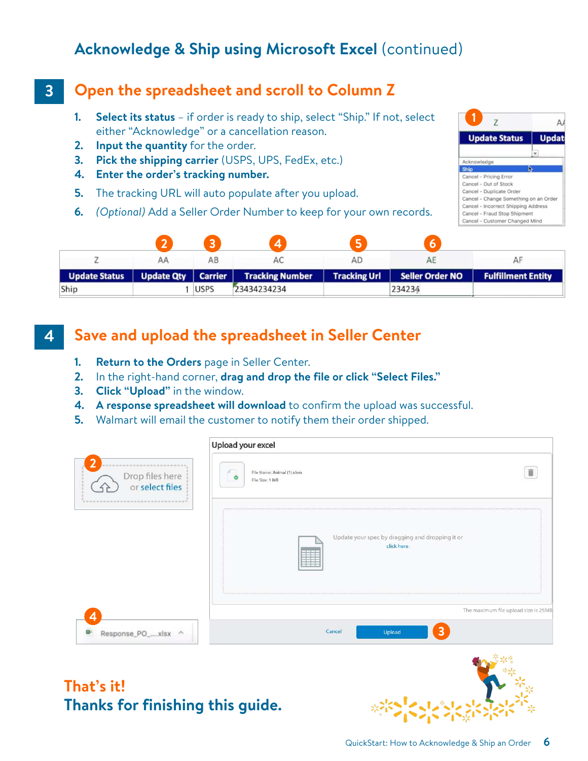# Acknowledge & Ship using Microsoft Excel (continued)

## 3 Open the spreadsheet and scroll to Column Z

1. **Select its status** – if order is ready to ship, select "Ship." If not, select either "Acknowledge" or a cancellation reason.
2. **Input the quantity** for the order.
3. **Pick the shipping carrier** (USPS, UPS, FedEx, etc.)
4. **Enter the order's tracking number.**
5. The tracking URL will auto populate after you upload.
6. *(Optional)* Add a Seller Order Number to keep for your own records.

| Z | AA | AB | AC | AD | AE | AF |
|---|---|---|---|---|---|---|
| Update Status | Update Qty | Carrier | Tracking Number | Tracking Url | Seller Order NO | Fulfillment Entity |
| Ship | 1 | USPS | 23434234234 | | 234234 | |

## 4 Save and upload the spreadsheet in Seller Center

1. **Return to the Orders** page in Seller Center.
2. In the right-hand corner, **drag and drop the file or click "Select Files."**
3. **Click "Upload"** in the window.
4. **A response spreadsheet will download** to confirm the upload was successful.
5. Walmart will email the customer to notify them their order shipped.

**That's it!**
**Thanks for finishing this guide.**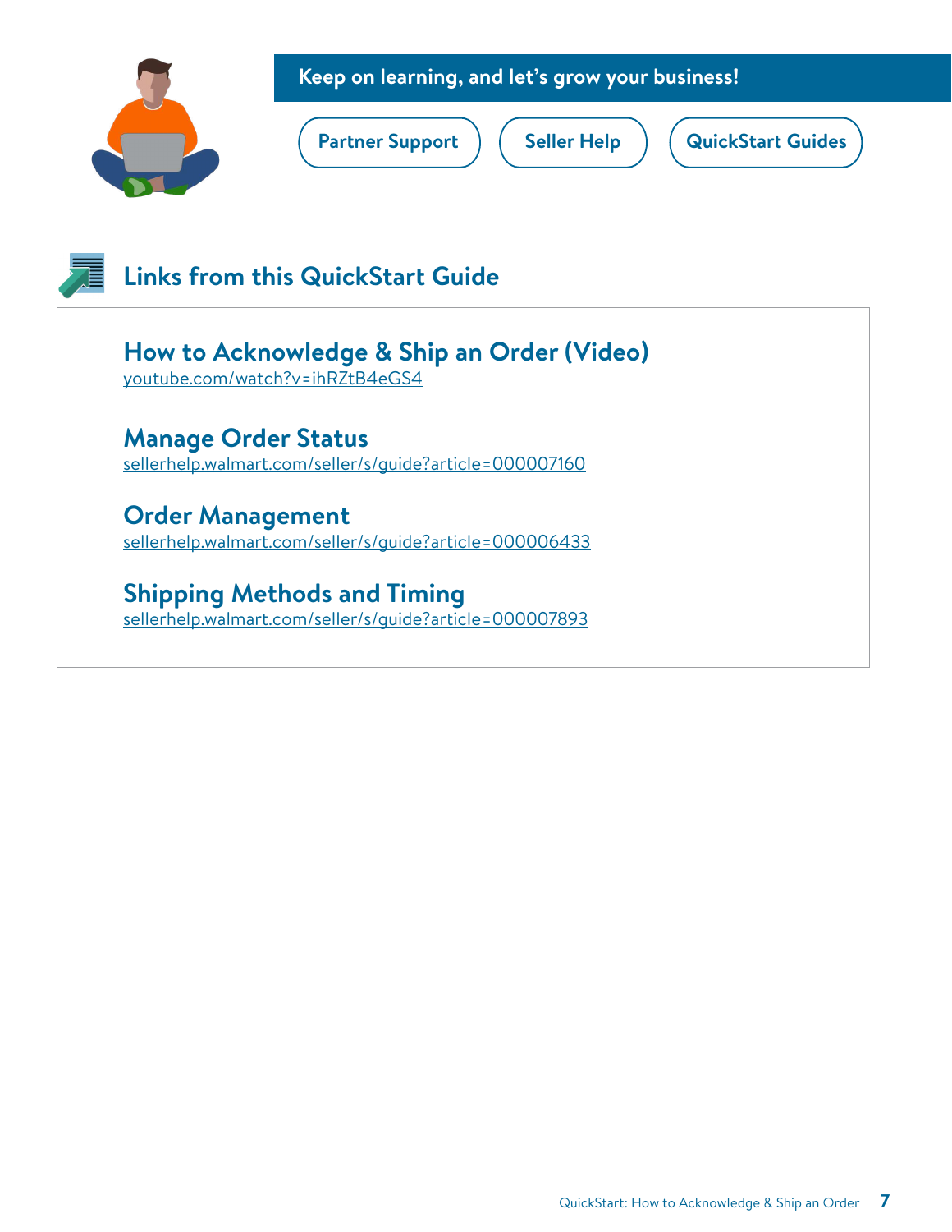**Keep on learning, and let's grow your business!**

Partner Support

Seller Help

QuickStart Guides

## Links from this QuickStart Guide

### How to Acknowledge & Ship an Order (Video)

youtube.com/watch?v=ihRZtB4eGS4

### Manage Order Status

sellerhelp.walmart.com/seller/s/guide?article=000007160

### Order Management

sellerhelp.walmart.com/seller/s/guide?article=000006433

### Shipping Methods and Timing

sellerhelp.walmart.com/seller/s/guide?article=000007893